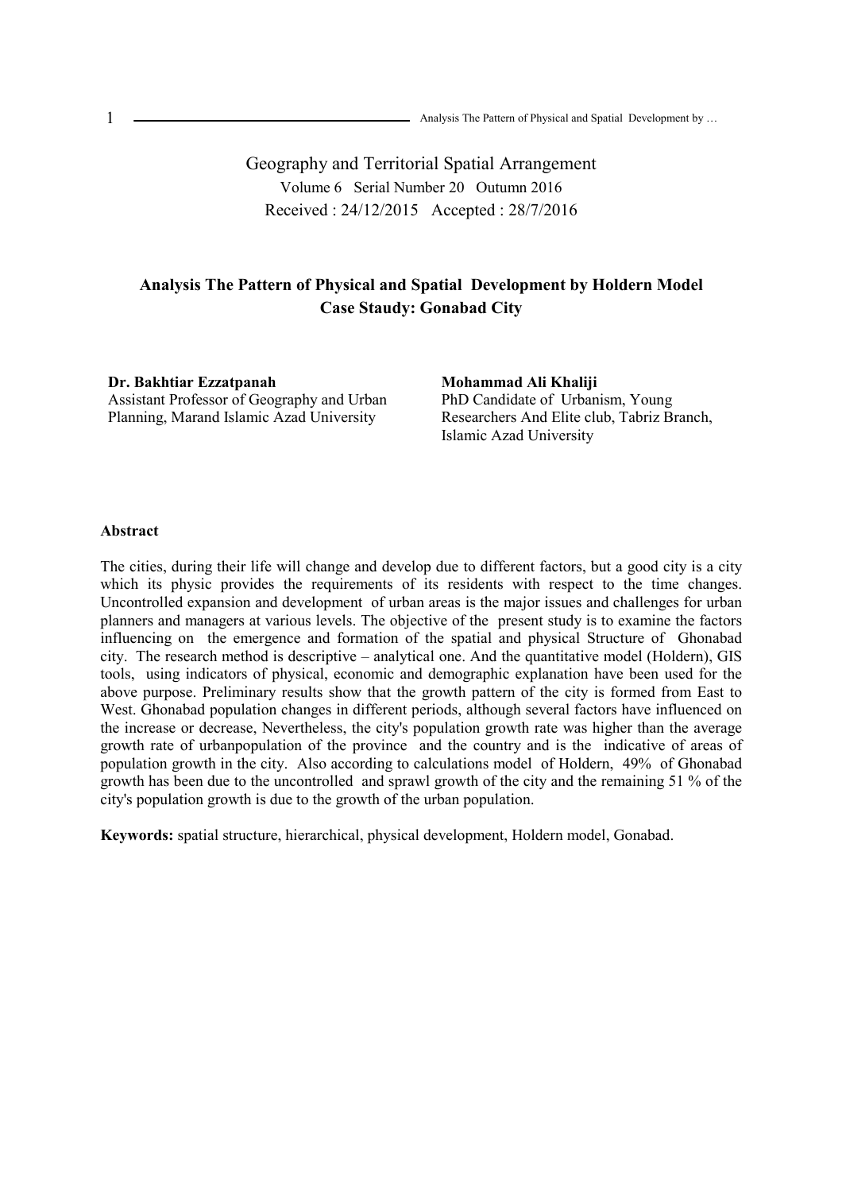Geography and Territorial Spatial Arrangement
Volume 6 Serial Number 20 Outumn 2016
Received : 24/12/2015 Accepted : 28/7/2016

# Analysis The Pattern of Physical and Spatial Development by Holdern Model Case Staudy: Gonabad City

**Dr. Bakhtiar Ezzatpanah**
Assistant Professor of Geography and Urban Planning, Marand Islamic Azad University

**Mohammad Ali Khaliji**
PhD Candidate of Urbanism, Young Researchers And Elite club, Tabriz Branch, Islamic Azad University

## Abstract

The cities, during their life will change and develop due to different factors, but a good city is a city which its physic provides the requirements of its residents with respect to the time changes. Uncontrolled expansion and development of urban areas is the major issues and challenges for urban planners and managers at various levels. The objective of the present study is to examine the factors influencing on the emergence and formation of the spatial and physical Structure of Ghonabad city. The research method is descriptive – analytical one. And the quantitative model (Holdern), GIS tools, using indicators of physical, economic and demographic explanation have been used for the above purpose. Preliminary results show that the growth pattern of the city is formed from East to West. Ghonabad population changes in different periods, although several factors have influenced on the increase or decrease, Nevertheless, the city's population growth rate was higher than the average growth rate of urbanpopulation of the province and the country and is the indicative of areas of population growth in the city. Also according to calculations model of Holdern, 49% of Ghonabad growth has been due to the uncontrolled and sprawl growth of the city and the remaining 51 % of the city's population growth is due to the growth of the urban population.

**Keywords:** spatial structure, hierarchical, physical development, Holdern model, Gonabad.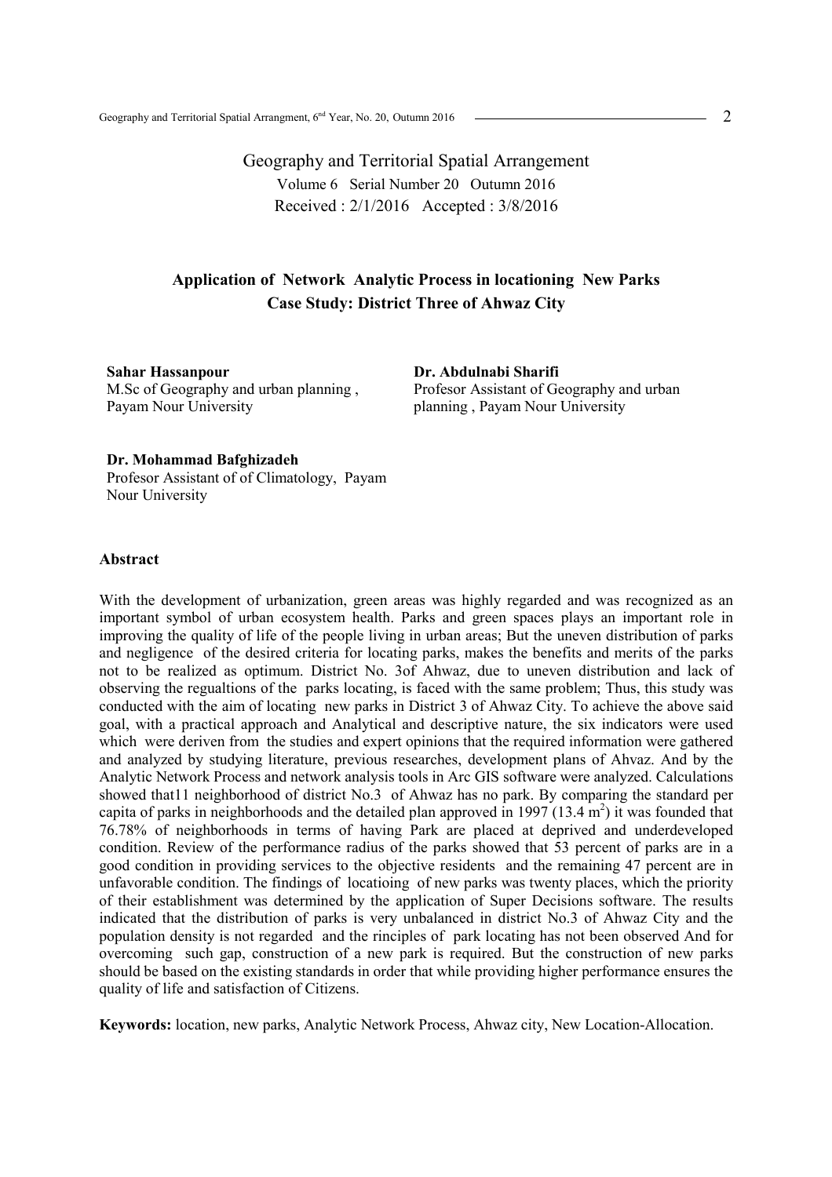Geography and Territorial Spatial Arrangement

Volume 6 Serial Number 20 Outumn 2016

Received : 2/1/2016 Accepted : 3/8/2016

# Application of Network Analytic Process in locationing New Parks
## Case Study: District Three of Ahwaz City

**Sahar Hassanpour**
M.Sc of Geography and urban planning , Payam Nour University

**Dr. Abdulnabi Sharifi**
Profesor Assistant of Geography and urban planning , Payam Nour University

**Dr. Mohammad Bafghizadeh**
Profesor Assistant of of Climatology, Payam Nour University

### Abstract

With the development of urbanization, green areas was highly regarded and was recognized as an important symbol of urban ecosystem health. Parks and green spaces plays an important role in improving the quality of life of the people living in urban areas; But the uneven distribution of parks and negligence of the desired criteria for locating parks, makes the benefits and merits of the parks not to be realized as optimum. District No. 3of Ahwaz, due to uneven distribution and lack of observing the regualtions of the parks locating, is faced with the same problem; Thus, this study was conducted with the aim of locating new parks in District 3 of Ahwaz City. To achieve the above said goal, with a practical approach and Analytical and descriptive nature, the six indicators were used which were deriven from the studies and expert opinions that the required information were gathered and analyzed by studying literature, previous researches, development plans of Ahvaz. And by the Analytic Network Process and network analysis tools in Arc GIS software were analyzed. Calculations showed that11 neighborhood of district No.3 of Ahwaz has no park. By comparing the standard per capita of parks in neighborhoods and the detailed plan approved in 1997 (13.4 $m^2$) it was founded that 76.78% of neighborhoods in terms of having Park are placed at deprived and underdeveloped condition. Review of the performance radius of the parks showed that 53 percent of parks are in a good condition in providing services to the objective residents and the remaining 47 percent are in unfavorable condition. The findings of locatioing of new parks was twenty places, which the priority of their establishment was determined by the application of Super Decisions software. The results indicated that the distribution of parks is very unbalanced in district No.3 of Ahwaz City and the population density is not regarded and the rinciples of park locating has not been observed And for overcoming such gap, construction of a new park is required. But the construction of new parks should be based on the existing standards in order that while providing higher performance ensures the quality of life and satisfaction of Citizens.

**Keywords:** location, new parks, Analytic Network Process, Ahwaz city, New Location-Allocation.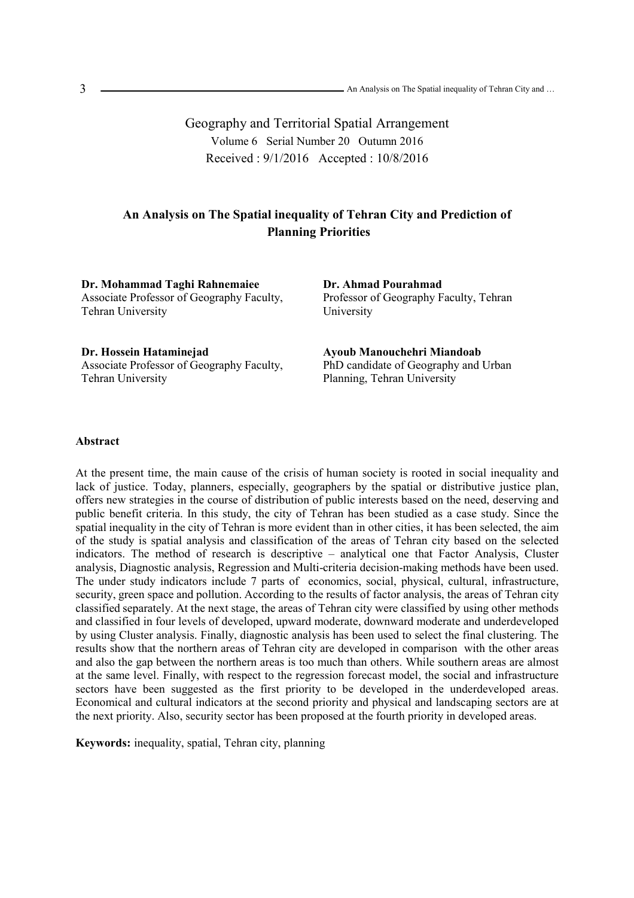Geography and Territorial Spatial Arrangement
Volume 6 Serial Number 20 Outumn 2016
Received : 9/1/2016 Accepted : 10/8/2016

# An Analysis on The Spatial inequality of Tehran City and Prediction of Planning Priorities

**Dr. Mohammad Taghi Rahnemaiee**
Associate Professor of Geography Faculty, Tehran University

**Dr. Ahmad Pourahmad**
Professor of Geography Faculty, Tehran University

**Dr. Hossein Hataminejad**
Associate Professor of Geography Faculty, Tehran University

**Ayoub Manouchehri Miandoab**
PhD candidate of Geography and Urban Planning, Tehran University

## Abstract

At the present time, the main cause of the crisis of human society is rooted in social inequality and lack of justice. Today, planners, especially, geographers by the spatial or distributive justice plan, offers new strategies in the course of distribution of public interests based on the need, deserving and public benefit criteria. In this study, the city of Tehran has been studied as a case study. Since the spatial inequality in the city of Tehran is more evident than in other cities, it has been selected, the aim of the study is spatial analysis and classification of the areas of Tehran city based on the selected indicators. The method of research is descriptive – analytical one that Factor Analysis, Cluster analysis, Diagnostic analysis, Regression and Multi-criteria decision-making methods have been used. The under study indicators include 7 parts of economics, social, physical, cultural, infrastructure, security, green space and pollution. According to the results of factor analysis, the areas of Tehran city classified separately. At the next stage, the areas of Tehran city were classified by using other methods and classified in four levels of developed, upward moderate, downward moderate and underdeveloped by using Cluster analysis. Finally, diagnostic analysis has been used to select the final clustering. The results show that the northern areas of Tehran city are developed in comparison with the other areas and also the gap between the northern areas is too much than others. While southern areas are almost at the same level. Finally, with respect to the regression forecast model, the social and infrastructure sectors have been suggested as the first priority to be developed in the underdeveloped areas. Economical and cultural indicators at the second priority and physical and landscaping sectors are at the next priority. Also, security sector has been proposed at the fourth priority in developed areas.

**Keywords:** inequality, spatial, Tehran city, planning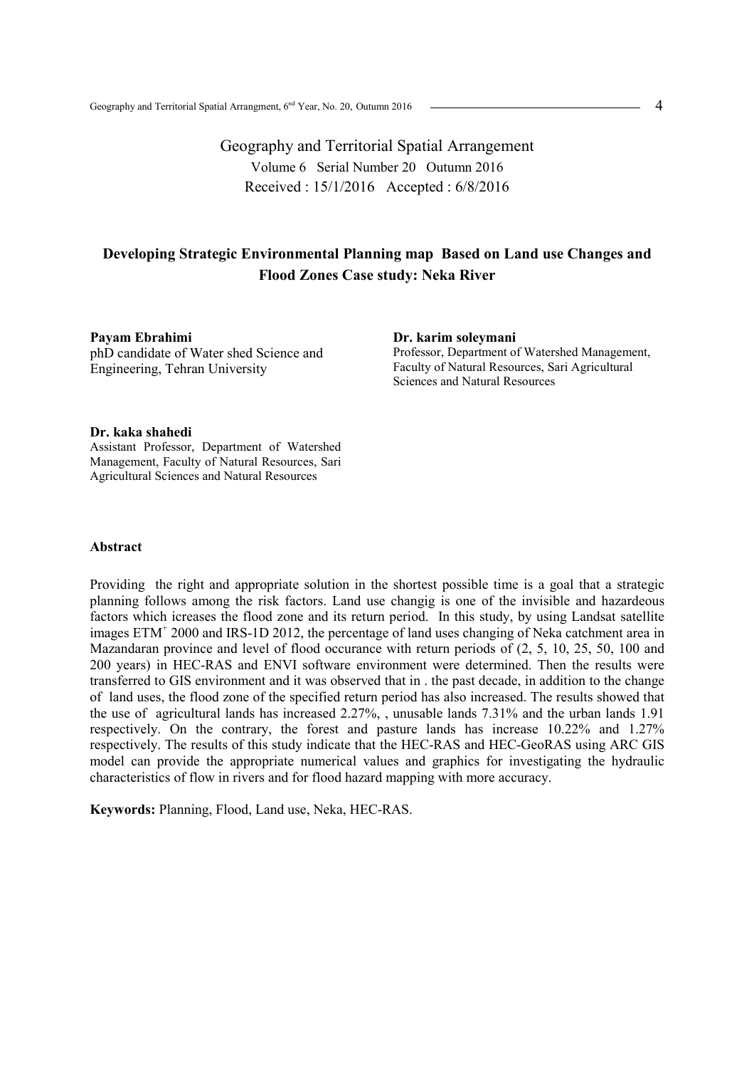Geography and Territorial Spatial Arrangement

Volume 6 Serial Number 20 Outumn 2016

Received : 15/1/2016 Accepted : 6/8/2016

# Developing Strategic Environmental Planning map Based on Land use Changes and Flood Zones Case study: Neka River

**Payam Ebrahimi**
phD candidate of Water shed Science and Engineering, Tehran University

**Dr. karim soleymani**
Professor, Department of Watershed Management, Faculty of Natural Resources, Sari Agricultural Sciences and Natural Resources

**Dr. kaka shahedi**
Assistant Professor, Department of Watershed Management, Faculty of Natural Resources, Sari Agricultural Sciences and Natural Resources

## Abstract

Providing the right and appropriate solution in the shortest possible time is a goal that a strategic planning follows among the risk factors. Land use changig is one of the invisible and hazardeous factors which icreases the flood zone and its return period. In this study, by using Landsat satellite images $ETM^{+}$ 2000 and IRS-1D 2012, the percentage of land uses changing of Neka catchment area in Mazandaran province and level of flood occurance with return periods of (2, 5, 10, 25, 50, 100 and 200 years) in HEC-RAS and ENVI software environment were determined. Then the results were transferred to GIS environment and it was observed that in . the past decade, in addition to the change of land uses, the flood zone of the specified return period has also increased. The results showed that the use of agricultural lands has increased 2.27%, , unusable lands 7.31% and the urban lands 1.91 respectively. On the contrary, the forest and pasture lands has increase 10.22% and 1.27% respectively. The results of this study indicate that the HEC-RAS and HEC-GeoRAS using ARC GIS model can provide the appropriate numerical values and graphics for investigating the hydraulic characteristics of flow in rivers and for flood hazard mapping with more accuracy.

**Keywords:** Planning, Flood, Land use, Neka, HEC-RAS.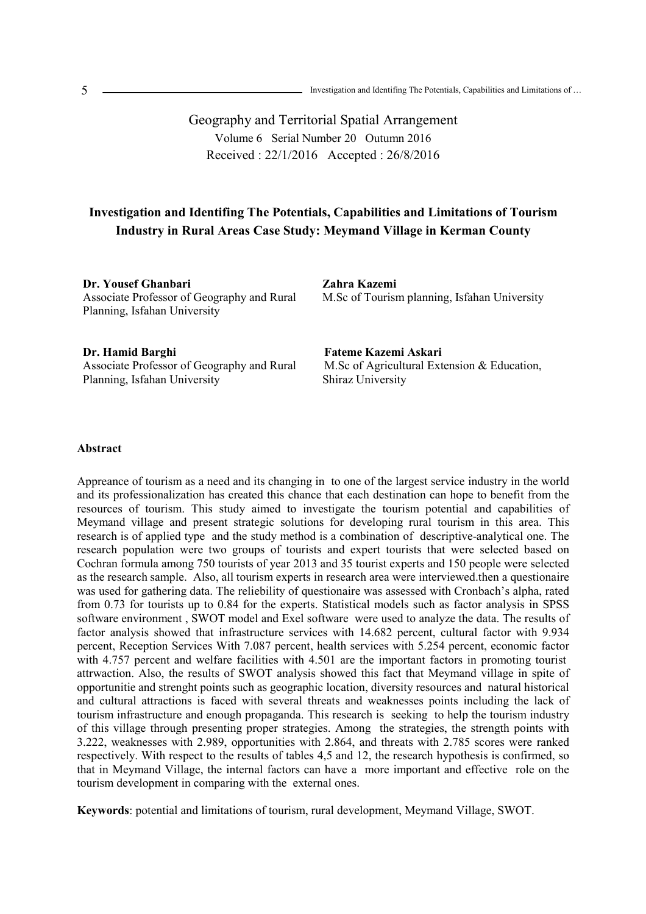Geography and Territorial Spatial Arrangement

Volume 6 Serial Number 20 Outumn 2016

Received : 22/1/2016 Accepted : 26/8/2016

## Investigation and Identifing The Potentials, Capabilities and Limitations of Tourism Industry in Rural Areas Case Study: Meymand Village in Kerman County

**Dr. Yousef Ghanbari**
Associate Professor of Geography and Rural Planning, Isfahan University

**Zahra Kazemi**
M.Sc of Tourism planning, Isfahan University

**Dr. Hamid Barghi**
Associate Professor of Geography and Rural Planning, Isfahan University

**Fateme Kazemi Askari**
M.Sc of Agricultural Extension & Education, Shiraz University

### Abstract

Appreance of tourism as a need and its changing in to one of the largest service industry in the world and its professionalization has created this chance that each destination can hope to benefit from the resources of tourism. This study aimed to investigate the tourism potential and capabilities of Meymand village and present strategic solutions for developing rural tourism in this area. This research is of applied type and the study method is a combination of descriptive-analytical one. The research population were two groups of tourists and expert tourists that were selected based on Cochran formula among 750 tourists of year 2013 and 35 tourist experts and 150 people were selected as the research sample. Also, all tourism experts in research area were interviewed.then a questionaire was used for gathering data. The reliebility of questionaire was assessed with Cronbach's alpha, rated from 0.73 for tourists up to 0.84 for the experts. Statistical models such as factor analysis in SPSS software environment , SWOT model and Exel software were used to analyze the data. The results of factor analysis showed that infrastructure services with 14.682 percent, cultural factor with 9.934 percent, Reception Services With 7.087 percent, health services with 5.254 percent, economic factor with 4.757 percent and welfare facilities with 4.501 are the important factors in promoting tourist attrwaction. Also, the results of SWOT analysis showed this fact that Meymand village in spite of opportunitie and strenght points such as geographic location, diversity resources and natural historical and cultural attractions is faced with several threats and weaknesses points including the lack of tourism infrastructure and enough propaganda. This research is seeking to help the tourism industry of this village through presenting proper strategies. Among the strategies, the strength points with 3.222, weaknesses with 2.989, opportunities with 2.864, and threats with 2.785 scores were ranked respectively. With respect to the results of tables 4,5 and 12, the research hypothesis is confirmed, so that in Meymand Village, the internal factors can have a more important and effective role on the tourism development in comparing with the external ones.

**Keywords**: potential and limitations of tourism, rural development, Meymand Village, SWOT.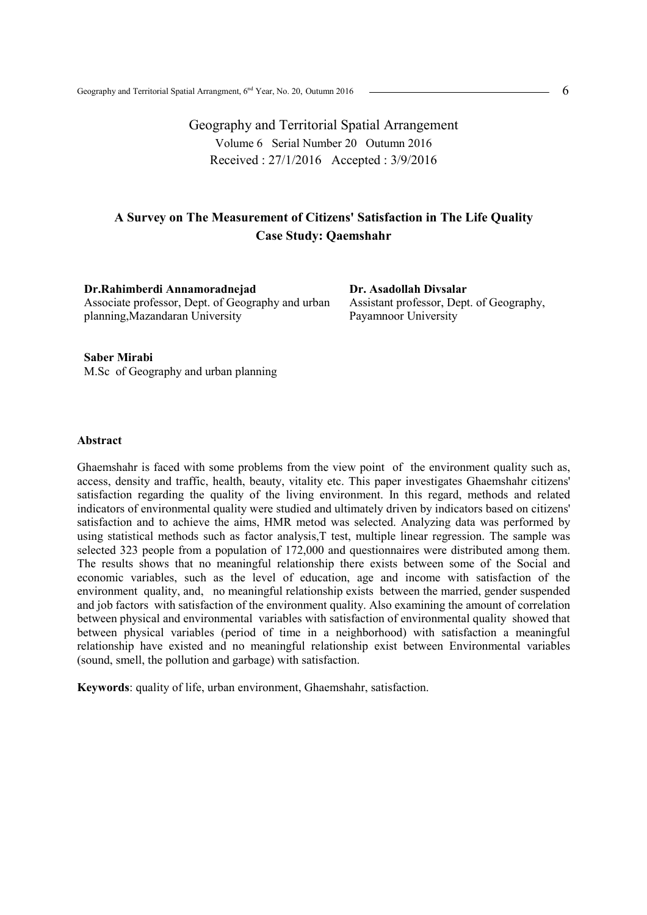Geography and Territorial Spatial Arrangement

Volume 6 Serial Number 20 Outumn 2016

Received : 27/1/2016 Accepted : 3/9/2016

## A Survey on The Measurement of Citizens' Satisfaction in The Life Quality Case Study: Qaemshahr

**Dr.Rahimberdi Annamoradnejad**
Associate professor, Dept. of Geography and urban planning,Mazandaran University

**Dr. Asadollah Divsalar**
Assistant professor, Dept. of Geography, Payamnoor University

**Saber Mirabi**
M.Sc of Geography and urban planning

### Abstract

Ghaemshahr is faced with some problems from the view point of the environment quality such as, access, density and traffic, health, beauty, vitality etc. This paper investigates Ghaemshahr citizens' satisfaction regarding the quality of the living environment. In this regard, methods and related indicators of environmental quality were studied and ultimately driven by indicators based on citizens' satisfaction and to achieve the aims, HMR metod was selected. Analyzing data was performed by using statistical methods such as factor analysis,T test, multiple linear regression. The sample was selected 323 people from a population of 172,000 and questionnaires were distributed among them. The results shows that no meaningful relationship there exists between some of the Social and economic variables, such as the level of education, age and income with satisfaction of the environment quality, and, no meaningful relationship exists between the married, gender suspended and job factors with satisfaction of the environment quality. Also examining the amount of correlation between physical and environmental variables with satisfaction of environmental quality showed that between physical variables (period of time in a neighborhood) with satisfaction a meaningful relationship have existed and no meaningful relationship exist between Environmental variables (sound, smell, the pollution and garbage) with satisfaction.

**Keywords**: quality of life, urban environment, Ghaemshahr, satisfaction.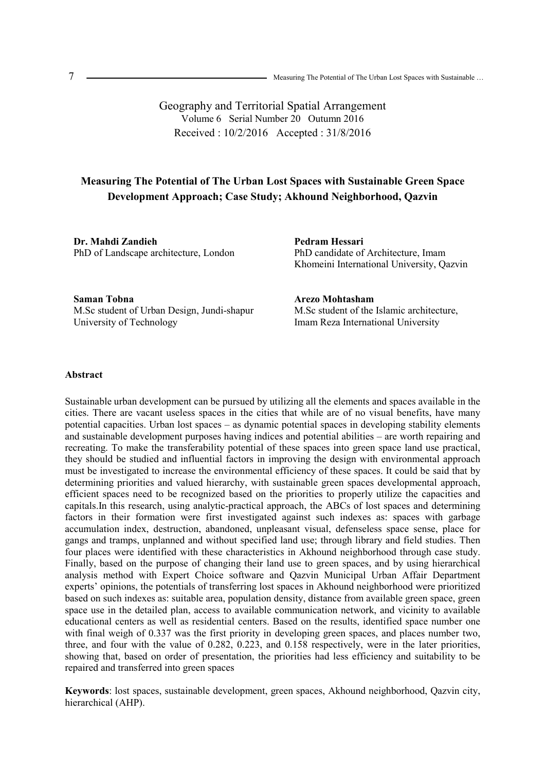Geography and Territorial Spatial Arrangement
Volume 6 Serial Number 20 Outumn 2016
Received : 10/2/2016 Accepted : 31/8/2016

# Measuring The Potential of The Urban Lost Spaces with Sustainable Green Space Development Approach; Case Study; Akhound Neighborhood, Qazvin

**Dr. Mahdi Zandieh**
PhD of Landscape architecture, London

**Pedram Hessari**
PhD candidate of Architecture, Imam Khomeini International University, Qazvin

**Saman Tobna**
M.Sc student of Urban Design, Jundi-shapur University of Technology

**Arezo Mohtasham**
M.Sc student of the Islamic architecture, Imam Reza International University

## Abstract

Sustainable urban development can be pursued by utilizing all the elements and spaces available in the cities. There are vacant useless spaces in the cities that while are of no visual benefits, have many potential capacities. Urban lost spaces – as dynamic potential spaces in developing stability elements and sustainable development purposes having indices and potential abilities – are worth repairing and recreating. To make the transferability potential of these spaces into green space land use practical, they should be studied and influential factors in improving the design with environmental approach must be investigated to increase the environmental efficiency of these spaces. It could be said that by determining priorities and valued hierarchy, with sustainable green spaces developmental approach, efficient spaces need to be recognized based on the priorities to properly utilize the capacities and capitals.In this research, using analytic-practical approach, the ABCs of lost spaces and determining factors in their formation were first investigated against such indexes as: spaces with garbage accumulation index, destruction, abandoned, unpleasant visual, defenseless space sense, place for gangs and tramps, unplanned and without specified land use; through library and field studies. Then four places were identified with these characteristics in Akhound neighborhood through case study. Finally, based on the purpose of changing their land use to green spaces, and by using hierarchical analysis method with Expert Choice software and Qazvin Municipal Urban Affair Department experts' opinions, the potentials of transferring lost spaces in Akhound neighborhood were prioritized based on such indexes as: suitable area, population density, distance from available green space, green space use in the detailed plan, access to available communication network, and vicinity to available educational centers as well as residential centers. Based on the results, identified space number one with final weigh of 0.337 was the first priority in developing green spaces, and places number two, three, and four with the value of 0.282, 0.223, and 0.158 respectively, were in the later priorities, showing that, based on order of presentation, the priorities had less efficiency and suitability to be repaired and transferred into green spaces

**Keywords**: lost spaces, sustainable development, green spaces, Akhound neighborhood, Qazvin city, hierarchical (AHP).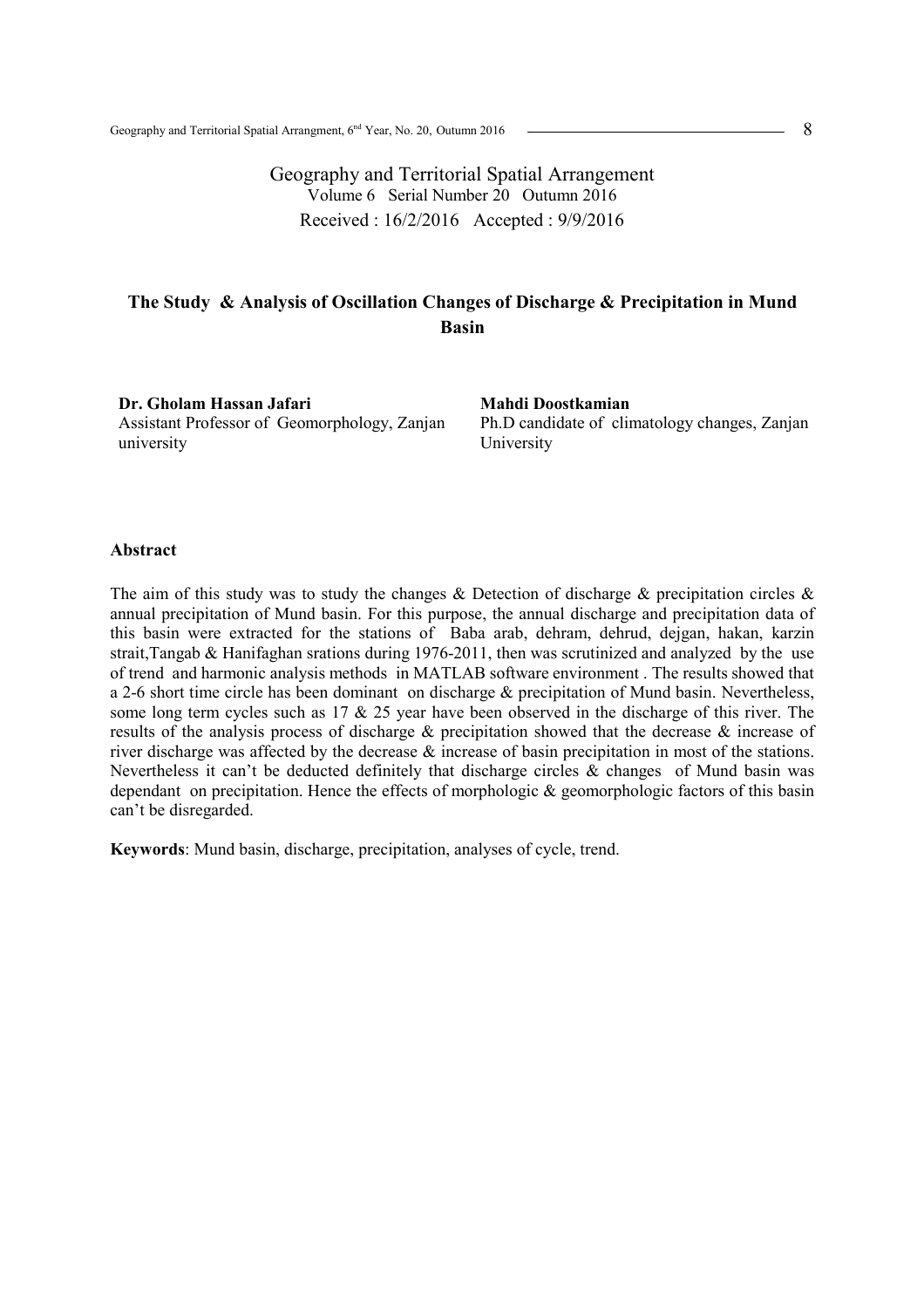Geography and Territorial Spatial Arrangement
Volume 6 Serial Number 20 Outumn 2016
Received : 16/2/2016 Accepted : 9/9/2016

## The Study & Analysis of Oscillation Changes of Discharge & Precipitation in Mund Basin

**Dr. Gholam Hassan Jafari**
Assistant Professor of Geomorphology, Zanjan university

**Mahdi Doostkamian**
Ph.D candidate of climatology changes, Zanjan University

### Abstract

The aim of this study was to study the changes & Detection of discharge & precipitation circles & annual precipitation of Mund basin. For this purpose, the annual discharge and precipitation data of this basin were extracted for the stations of Baba arab, dehram, dehrud, dejgan, hakan, karzin strait,Tangab & Hanifaghan srations during 1976-2011, then was scrutinized and analyzed by the use of trend and harmonic analysis methods in MATLAB software environment . The results showed that a 2-6 short time circle has been dominant on discharge & precipitation of Mund basin. Nevertheless, some long term cycles such as 17 & 25 year have been observed in the discharge of this river. The results of the analysis process of discharge & precipitation showed that the decrease & increase of river discharge was affected by the decrease & increase of basin precipitation in most of the stations. Nevertheless it can't be deducted definitely that discharge circles & changes of Mund basin was dependant on precipitation. Hence the effects of morphologic & geomorphologic factors of this basin can't be disregarded.

**Keywords**: Mund basin, discharge, precipitation, analyses of cycle, trend.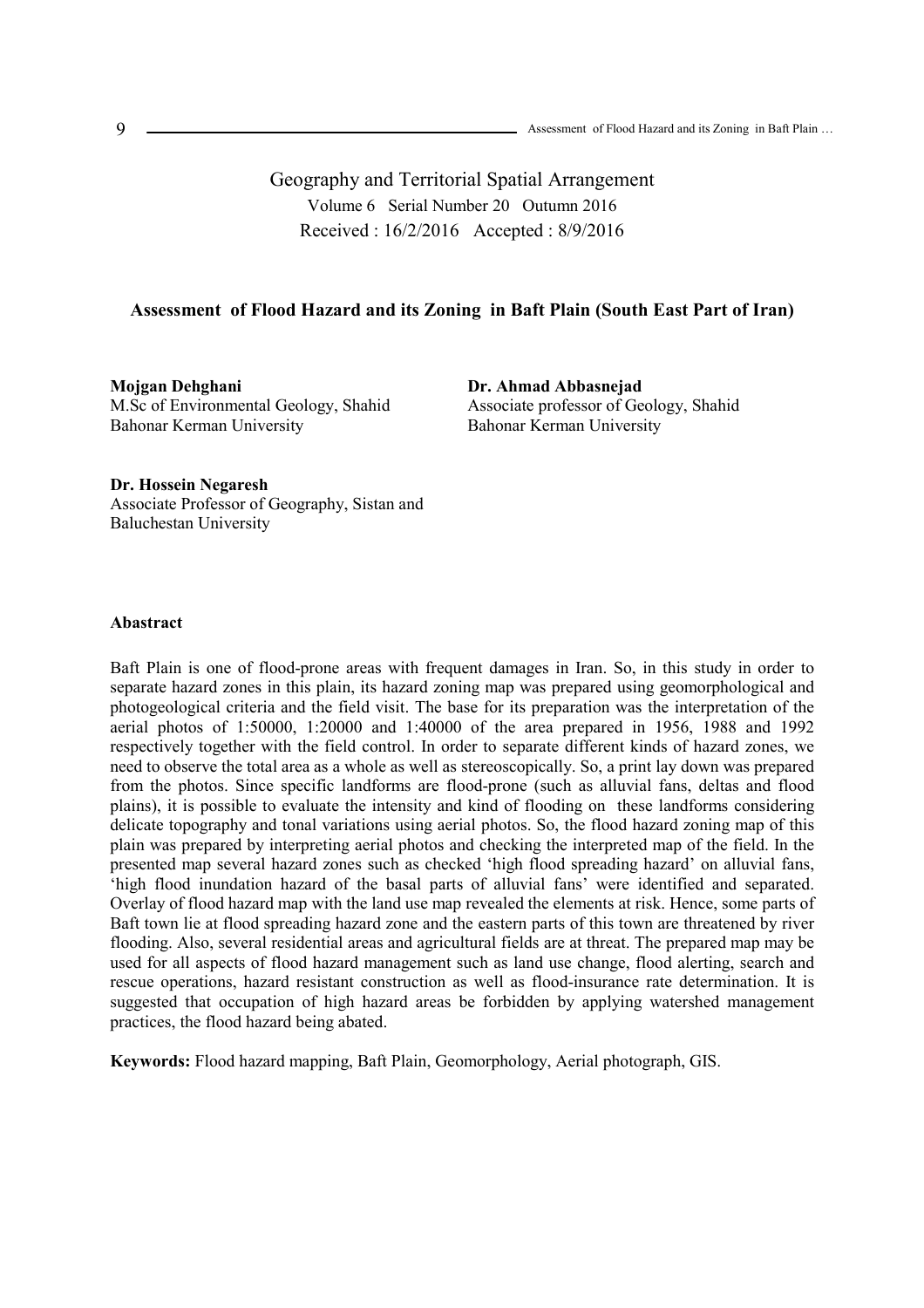Geography and Territorial Spatial Arrangement

Volume 6 Serial Number 20 Outumn 2016

Received : 16/2/2016 Accepted : 8/9/2016

# Assessment of Flood Hazard and its Zoning in Baft Plain (South East Part of Iran)

**Mojgan Dehghani**
M.Sc of Environmental Geology, Shahid Bahonar Kerman University

**Dr. Ahmad Abbasnejad**
Associate professor of Geology, Shahid Bahonar Kerman University

**Dr. Hossein Negaresh**
Associate Professor of Geography, Sistan and Baluchestan University

## Abastract

Baft Plain is one of flood-prone areas with frequent damages in Iran. So, in this study in order to separate hazard zones in this plain, its hazard zoning map was prepared using geomorphological and photogeological criteria and the field visit. The base for its preparation was the interpretation of the aerial photos of 1:50000, 1:20000 and 1:40000 of the area prepared in 1956, 1988 and 1992 respectively together with the field control. In order to separate different kinds of hazard zones, we need to observe the total area as a whole as well as stereoscopically. So, a print lay down was prepared from the photos. Since specific landforms are flood-prone (such as alluvial fans, deltas and flood plains), it is possible to evaluate the intensity and kind of flooding on these landforms considering delicate topography and tonal variations using aerial photos. So, the flood hazard zoning map of this plain was prepared by interpreting aerial photos and checking the interpreted map of the field. In the presented map several hazard zones such as checked 'high flood spreading hazard' on alluvial fans, 'high flood inundation hazard of the basal parts of alluvial fans' were identified and separated. Overlay of flood hazard map with the land use map revealed the elements at risk. Hence, some parts of Baft town lie at flood spreading hazard zone and the eastern parts of this town are threatened by river flooding. Also, several residential areas and agricultural fields are at threat. The prepared map may be used for all aspects of flood hazard management such as land use change, flood alerting, search and rescue operations, hazard resistant construction as well as flood-insurance rate determination. It is suggested that occupation of high hazard areas be forbidden by applying watershed management practices, the flood hazard being abated.

**Keywords:** Flood hazard mapping, Baft Plain, Geomorphology, Aerial photograph, GIS.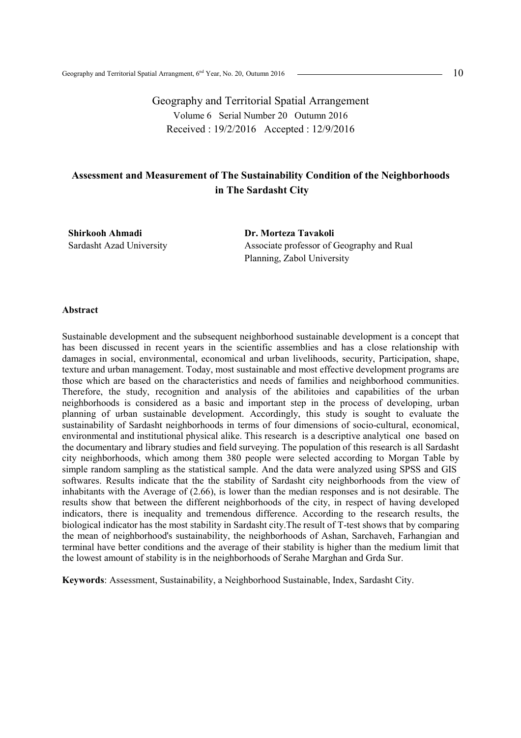Geography and Territorial Spatial Arrangement

Volume 6 Serial Number 20 Outumn 2016

Received : 19/2/2016 Accepted : 12/9/2016

# Assessment and Measurement of The Sustainability Condition of the Neighborhoods in The Sardasht City

**Shirkooh Ahmadi**
Sardasht Azad University

**Dr. Morteza Tavakoli**
Associate professor of Geography and Rual Planning, Zabol University

## Abstract

Sustainable development and the subsequent neighborhood sustainable development is a concept that has been discussed in recent years in the scientific assemblies and has a close relationship with damages in social, environmental, economical and urban livelihoods, security, Participation, shape, texture and urban management. Today, most sustainable and most effective development programs are those which are based on the characteristics and needs of families and neighborhood communities. Therefore, the study, recognition and analysis of the abilitoies and capabilities of the urban neighborhoods is considered as a basic and important step in the process of developing, urban planning of urban sustainable development. Accordingly, this study is sought to evaluate the sustainability of Sardasht neighborhoods in terms of four dimensions of socio-cultural, economical, environmental and institutional physical alike. This research is a descriptive analytical one based on the documentary and library studies and field surveying. The population of this research is all Sardasht city neighborhoods, which among them 380 people were selected according to Morgan Table by simple random sampling as the statistical sample. And the data were analyzed using SPSS and GIS softwares. Results indicate that the the stability of Sardasht city neighborhoods from the view of inhabitants with the Average of (2.66), is lower than the median responses and is not desirable. The results show that between the different neighborhoods of the city, in respect of having developed indicators, there is inequality and tremendous difference. According to the research results, the biological indicator has the most stability in Sardasht city.The result of T-test shows that by comparing the mean of neighborhood's sustainability, the neighborhoods of Ashan, Sarchaveh, Farhangian and terminal have better conditions and the average of their stability is higher than the medium limit that the lowest amount of stability is in the neighborhoods of Serahe Marghan and Grda Sur.

**Keywords**: Assessment, Sustainability, a Neighborhood Sustainable, Index, Sardasht City.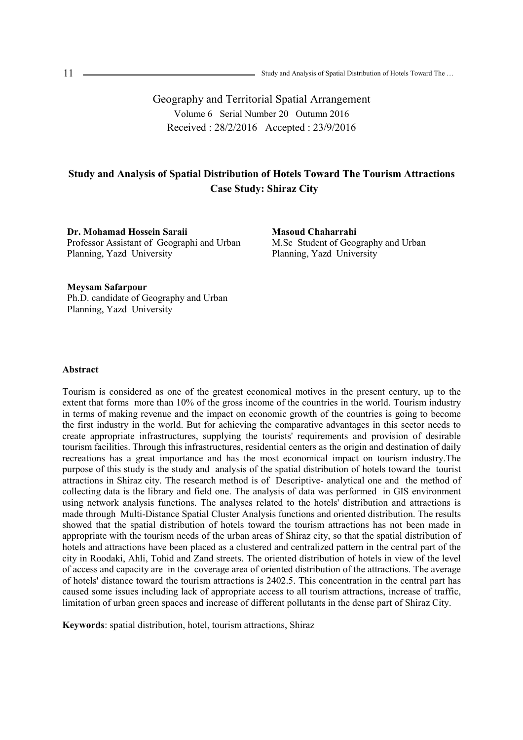Geography and Territorial Spatial Arrangement
Volume 6 Serial Number 20 Outumn 2016
Received : 28/2/2016 Accepted : 23/9/2016

# Study and Analysis of Spatial Distribution of Hotels Toward The Tourism Attractions Case Study: Shiraz City

**Dr. Mohamad Hossein Saraii**
Professor Assistant of Geographi and Urban Planning, Yazd University

**Masoud Chaharrahi**
M.Sc Student of Geography and Urban Planning, Yazd University

**Meysam Safarpour**
Ph.D. candidate of Geography and Urban Planning, Yazd University

## Abstract

Tourism is considered as one of the greatest economical motives in the present century, up to the extent that forms more than 10% of the gross income of the countries in the world. Tourism industry in terms of making revenue and the impact on economic growth of the countries is going to become the first industry in the world. But for achieving the comparative advantages in this sector needs to create appropriate infrastructures, supplying the tourists' requirements and provision of desirable tourism facilities. Through this infrastructures, residential centers as the origin and destination of daily recreations has a great importance and has the most economical impact on tourism industry.The purpose of this study is the study and analysis of the spatial distribution of hotels toward the tourist attractions in Shiraz city. The research method is of Descriptive- analytical one and the method of collecting data is the library and field one. The analysis of data was performed in GIS environment using network analysis functions. The analyses related to the hotels' distribution and attractions is made through Multi-Distance Spatial Cluster Analysis functions and oriented distribution. The results showed that the spatial distribution of hotels toward the tourism attractions has not been made in appropriate with the tourism needs of the urban areas of Shiraz city, so that the spatial distribution of hotels and attractions have been placed as a clustered and centralized pattern in the central part of the city in Roodaki, Ahli, Tohid and Zand streets. The oriented distribution of hotels in view of the level of access and capacity are in the coverage area of oriented distribution of the attractions. The average of hotels' distance toward the tourism attractions is 2402.5. This concentration in the central part has caused some issues including lack of appropriate access to all tourism attractions, increase of traffic, limitation of urban green spaces and increase of different pollutants in the dense part of Shiraz City.

**Keywords**: spatial distribution, hotel, tourism attractions, Shiraz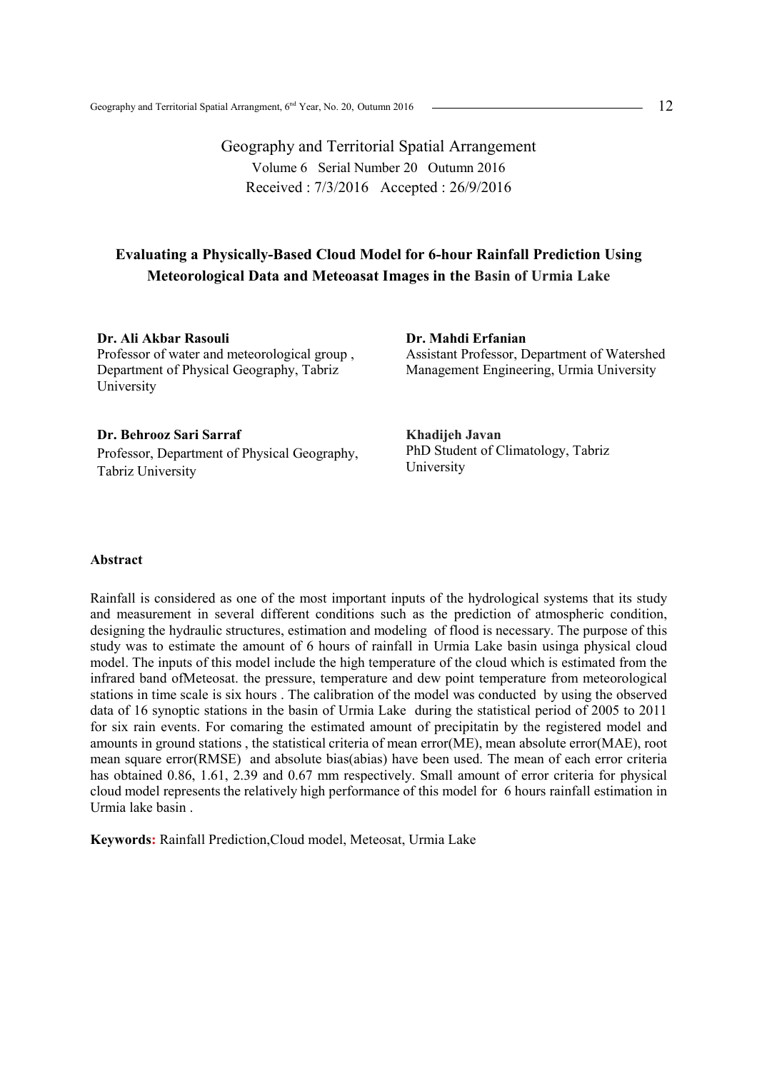Geography and Territorial Spatial Arrangement
Volume 6 Serial Number 20 Outumn 2016
Received : 7/3/2016 Accepted : 26/9/2016

# Evaluating a Physically-Based Cloud Model for 6-hour Rainfall Prediction Using Meteorological Data and Meteoasat Images in the Basin of Urmia Lake

**Dr. Ali Akbar Rasouli**
Professor of water and meteorological group , Department of Physical Geography, Tabriz University

**Dr. Mahdi Erfanian**
Assistant Professor, Department of Watershed Management Engineering, Urmia University

**Dr. Behrooz Sari Sarraf**
Professor, Department of Physical Geography, Tabriz University

**Khadijeh Javan**
PhD Student of Climatology, Tabriz University

## Abstract

Rainfall is considered as one of the most important inputs of the hydrological systems that its study and measurement in several different conditions such as the prediction of atmospheric condition, designing the hydraulic structures, estimation and modeling of flood is necessary. The purpose of this study was to estimate the amount of 6 hours of rainfall in Urmia Lake basin usinga physical cloud model. The inputs of this model include the high temperature of the cloud which is estimated from the infrared band ofMeteosat. the pressure, temperature and dew point temperature from meteorological stations in time scale is six hours . The calibration of the model was conducted by using the observed data of 16 synoptic stations in the basin of Urmia Lake during the statistical period of 2005 to 2011 for six rain events. For comaring the estimated amount of precipitatin by the registered model and amounts in ground stations , the statistical criteria of mean error(ME), mean absolute error(MAE), root mean square error(RMSE) and absolute bias(abias) have been used. The mean of each error criteria has obtained 0.86, 1.61, 2.39 and 0.67 mm respectively. Small amount of error criteria for physical cloud model represents the relatively high performance of this model for 6 hours rainfall estimation in Urmia lake basin .

**Keywords:** Rainfall Prediction,Cloud model, Meteosat, Urmia Lake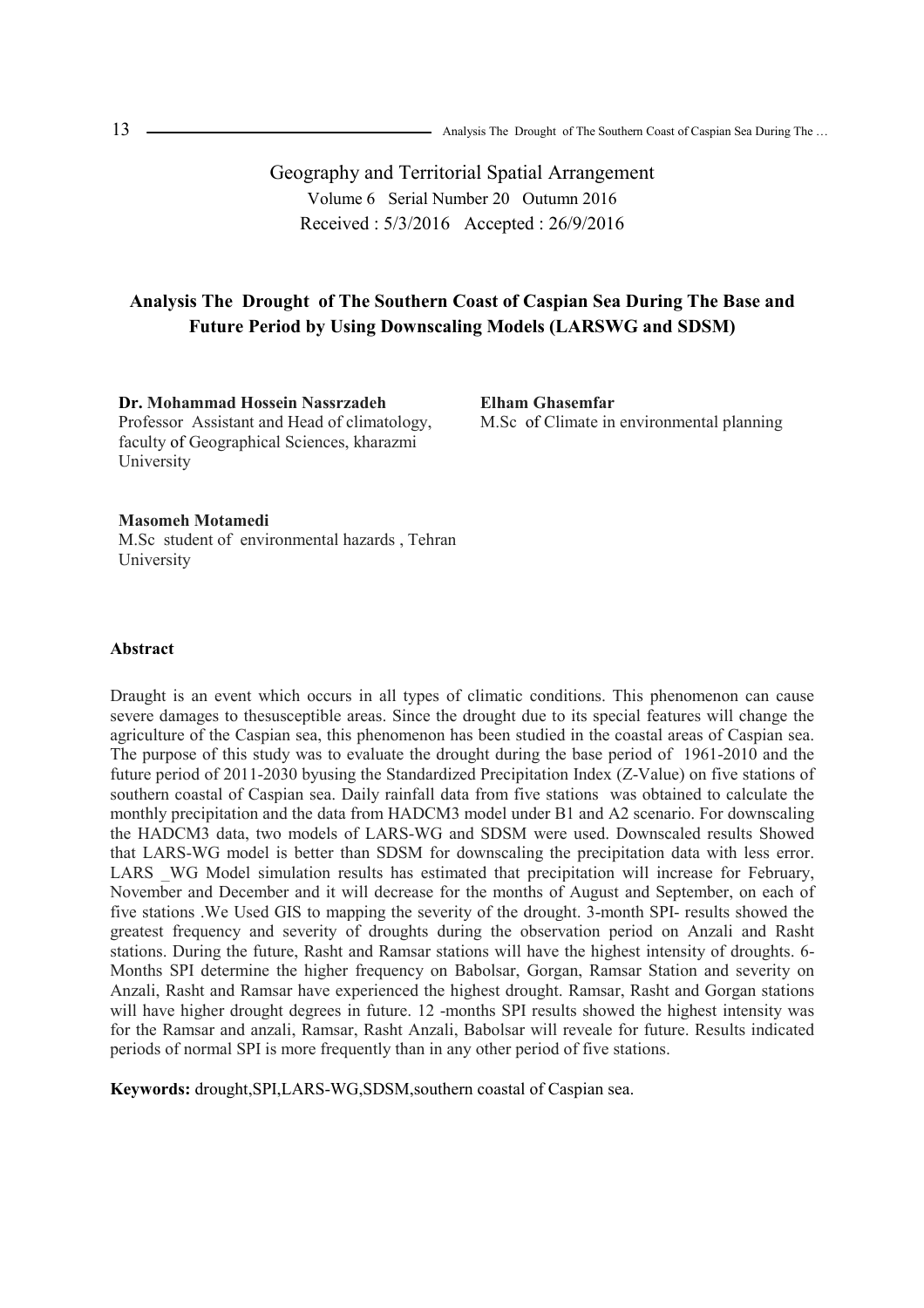Geography and Territorial Spatial Arrangement

Volume 6 Serial Number 20 Outumn 2016

Received : 5/3/2016 Accepted : 26/9/2016

# Analysis The Drought of The Southern Coast of Caspian Sea During The Base and Future Period by Using Downscaling Models (LARSWG and SDSM)

**Dr. Mohammad Hossein Nassrzadeh**
Professor Assistant and Head of climatology, faculty of Geographical Sciences, kharazmi University

**Elham Ghasemfar**
M.Sc of Climate in environmental planning

**Masomeh Motamedi**
M.Sc student of environmental hazards , Tehran University

## Abstract

Draught is an event which occurs in all types of climatic conditions. This phenomenon can cause severe damages to thesusceptible areas. Since the drought due to its special features will change the agriculture of the Caspian sea, this phenomenon has been studied in the coastal areas of Caspian sea. The purpose of this study was to evaluate the drought during the base period of 1961-2010 and the future period of 2011-2030 byusing the Standardized Precipitation Index (Z-Value) on five stations of southern coastal of Caspian sea. Daily rainfall data from five stations was obtained to calculate the monthly precipitation and the data from HADCM3 model under B1 and A2 scenario. For downscaling the HADCM3 data, two models of LARS-WG and SDSM were used. Downscaled results Showed that LARS-WG model is better than SDSM for downscaling the precipitation data with less error. LARS _WG Model simulation results has estimated that precipitation will increase for February, November and December and it will decrease for the months of August and September, on each of five stations .We Used GIS to mapping the severity of the drought. 3-month SPI- results showed the greatest frequency and severity of droughts during the observation period on Anzali and Rasht stations. During the future, Rasht and Ramsar stations will have the highest intensity of droughts. 6-Months SPI determine the higher frequency on Babolsar, Gorgan, Ramsar Station and severity on Anzali, Rasht and Ramsar have experienced the highest drought. Ramsar, Rasht and Gorgan stations will have higher drought degrees in future. 12 -months SPI results showed the highest intensity was for the Ramsar and anzali, Ramsar, Rasht Anzali, Babolsar will reveale for future. Results indicated periods of normal SPI is more frequently than in any other period of five stations.

**Keywords:** drought,SPI,LARS-WG,SDSM,southern coastal of Caspian sea.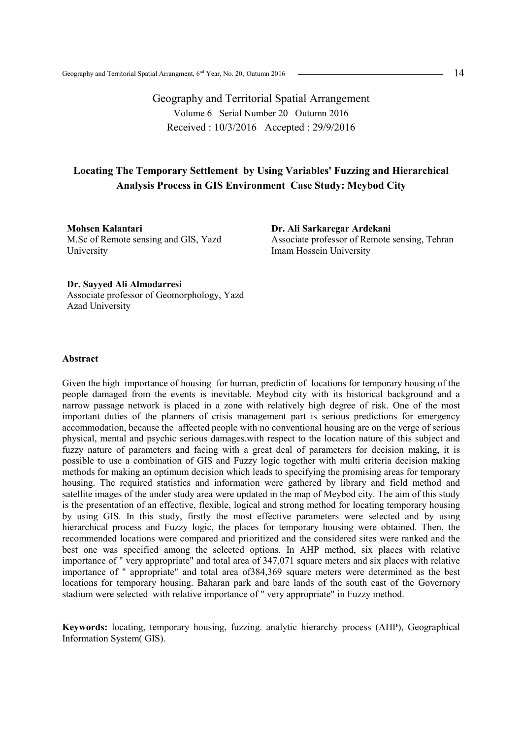Geography and Territorial Spatial Arrangement

Volume 6 Serial Number 20 Outumn 2016

Received : 10/3/2016 Accepted : 29/9/2016

## Locating The Temporary Settlement by Using Variables' Fuzzing and Hierarchical Analysis Process in GIS Environment Case Study: Meybod City

**Mohsen Kalantari**
M.Sc of Remote sensing and GIS, Yazd University

**Dr. Ali Sarkaregar Ardekani**
Associate professor of Remote sensing, Tehran Imam Hossein University

**Dr. Sayyed Ali Almodarresi**
Associate professor of Geomorphology, Yazd Azad University

### Abstract

Given the high importance of housing for human, predictin of locations for temporary housing of the people damaged from the events is inevitable. Meybod city with its historical background and a narrow passage network is placed in a zone with relatively high degree of risk. One of the most important duties of the planners of crisis management part is serious predictions for emergency accommodation, because the affected people with no conventional housing are on the verge of serious physical, mental and psychic serious damages.with respect to the location nature of this subject and fuzzy nature of parameters and facing with a great deal of parameters for decision making, it is possible to use a combination of GIS and Fuzzy logic together with multi criteria decision making methods for making an optimum decision which leads to specifying the promising areas for temporary housing. The required statistics and information were gathered by library and field method and satellite images of the under study area were updated in the map of Meybod city. The aim of this study is the presentation of an effective, flexible, logical and strong method for locating temporary housing by using GIS. In this study, firstly the most effective parameters were selected and by using hierarchical process and Fuzzy logic, the places for temporary housing were obtained. Then, the recommended locations were compared and prioritized and the considered sites were ranked and the best one was specified among the selected options. In AHP method, six places with relative importance of " very appropriate" and total area of 347,071 square meters and six places with relative importance of " appropriate" and total area of384,369 square meters were determined as the best locations for temporary housing. Baharan park and bare lands of the south east of the Governory stadium were selected with relative importance of " very appropriate" in Fuzzy method.

**Keywords:** locating, temporary housing, fuzzing. analytic hierarchy process (AHP), Geographical Information System( GIS).